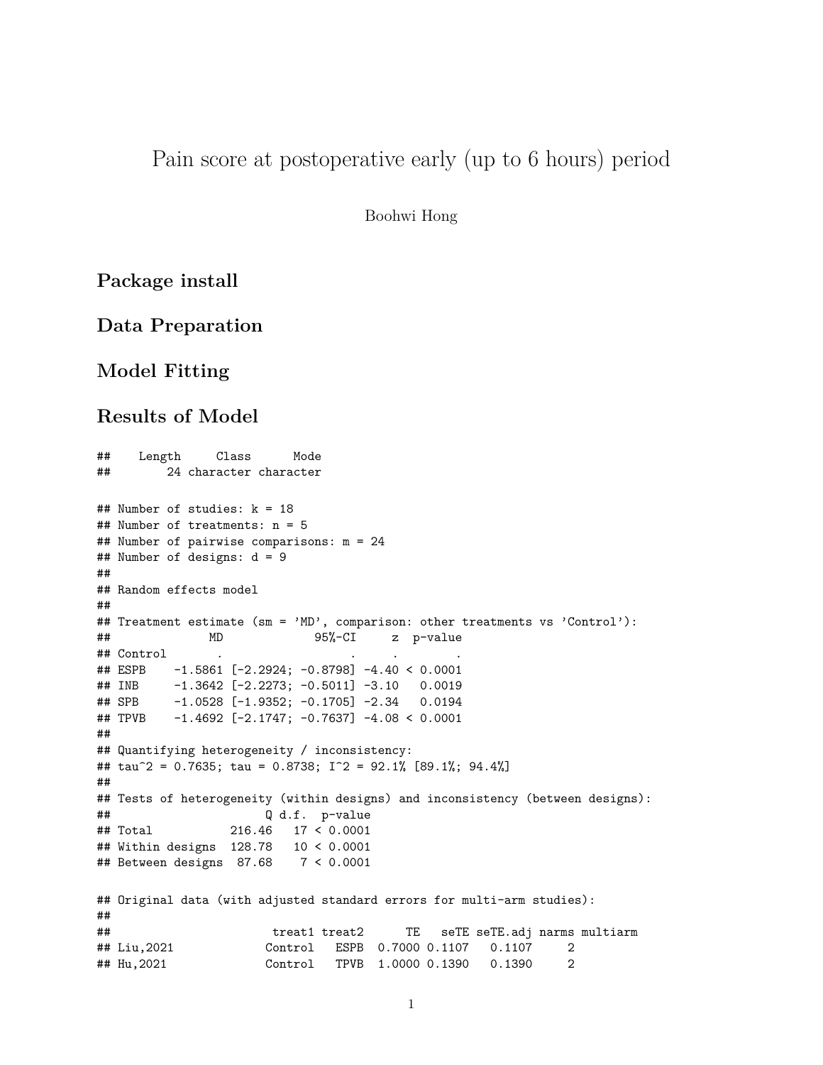# Pain score at postoperative early (up to 6 hours) period

Boohwi Hong

## Package install

## Data Preparation

## Model Fitting

## Results of Model

```
##    Length     Class      Mode 
##        24 character character
```

```
## Number of studies: k = 18
## Number of treatments: n = 5
## Number of pairwise comparisons: m = 24
## Number of designs: d = 9
## 
## Random effects model
## 
## Treatment estimate (sm = 'MD', comparison: other treatments vs 'Control'):
##              MD             95%-CI     z  p-value
## Control       .                  .     .        .
## ESPB    -1.5861 [-2.2924; -0.8798] -4.40 < 0.0001
## INB     -1.3642 [-2.2273; -0.5011] -3.10   0.0019
## SPB     -1.0528 [-1.9352; -0.1705] -2.34   0.0194
## TPVB    -1.4692 [-2.1747; -0.7637] -4.08 < 0.0001
## 
## Quantifying heterogeneity / inconsistency:
## tau^2 = 0.7635; tau = 0.8738; I^2 = 92.1% [89.1%; 94.4%]
## 
## Tests of heterogeneity (within designs) and inconsistency (between designs):
##                      Q d.f.  p-value
## Total           216.46   17 < 0.0001
## Within designs  128.78   10 < 0.0001
## Between designs  87.68    7 < 0.0001
```

```
## Original data (with adjusted standard errors for multi-arm studies):
## 
##                       treat1 treat2      TE   seTE seTE.adj narms multiarm
## Liu,2021             Control   ESPB  0.7000 0.1107   0.1107     2         
## Hu,2021              Control   TPVB  1.0000 0.1390   0.1390     2
```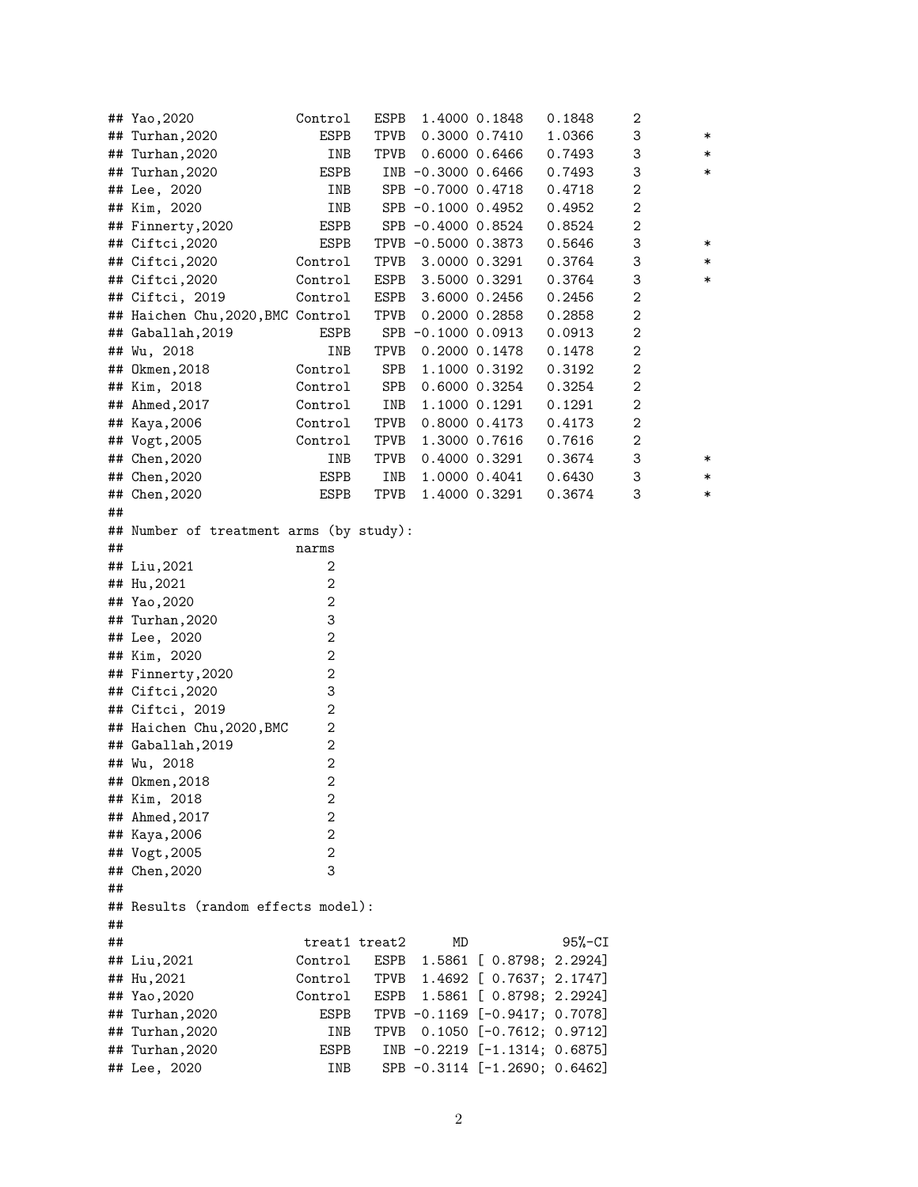```
## Yao,2020             Control   ESPB  1.4000 0.1848    0.1848     2
## Turhan,2020             ESPB   TPVB  0.3000 0.7410    1.0366     3        *
## Turhan,2020              INB   TPVB  0.6000 0.6466    0.7493     3        *
## Turhan,2020             ESPB    INB -0.3000 0.6466    0.7493     3        *
## Lee, 2020                INB    SPB -0.7000 0.4718    0.4718     2
## Kim, 2020                INB    SPB -0.1000 0.4952    0.4952     2
## Finnerty,2020           ESPB    SPB -0.4000 0.8524    0.8524     2
## Ciftci,2020             ESPB   TPVB -0.5000 0.3873    0.5646     3        *
## Ciftci,2020          Control   TPVB  3.0000 0.3291    0.3764     3        *
## Ciftci,2020          Control   ESPB  3.5000 0.3291    0.3764     3        *
## Ciftci, 2019         Control   ESPB  3.6000 0.2456    0.2456     2
## Haichen Chu,2020,BMC Control   TPVB  0.2000 0.2858    0.2858     2
## Gaballah,2019           ESPB    SPB -0.1000 0.0913    0.0913     2
## Wu, 2018                 INB   TPVB  0.2000 0.1478    0.1478     2
## Okmen,2018           Control    SPB  1.1000 0.3192    0.3192     2
## Kim, 2018            Control    SPB  0.6000 0.3254    0.3254     2
## Ahmed,2017           Control    INB  1.1000 0.1291    0.1291     2
## Kaya,2006            Control   TPVB  0.8000 0.4173    0.4173     2
## Vogt,2005            Control   TPVB  1.3000 0.7616    0.7616     2
## Chen,2020                INB   TPVB  0.4000 0.3291    0.3674     3        *
## Chen,2020               ESPB    INB  1.0000 0.4041    0.6430     3        *
## Chen,2020               ESPB   TPVB  1.4000 0.3291    0.3674     3        *
##
## Number of treatment arms (by study):
##                      narms
## Liu,2021                 2
## Hu,2021                  2
## Yao,2020                 2
## Turhan,2020              3
## Lee, 2020                2
## Kim, 2020                2
## Finnerty,2020            2
## Ciftci,2020              3
## Ciftci, 2019             2
## Haichen Chu,2020,BMC     2
## Gaballah,2019            2
## Wu, 2018                 2
## Okmen,2018               2
## Kim, 2018                2
## Ahmed,2017               2
## Kaya,2006                2
## Vogt,2005                2
## Chen,2020                3
##
## Results (random effects model):
##
##                       treat1 treat2      MD            95%-CI
## Liu,2021             Control   ESPB  1.5861 [ 0.8798; 2.2924]
## Hu,2021              Control   TPVB  1.4692 [ 0.7637; 2.1747]
## Yao,2020             Control   ESPB  1.5861 [ 0.8798; 2.2924]
## Turhan,2020             ESPB   TPVB -0.1169 [-0.9417; 0.7078]
## Turhan,2020              INB   TPVB  0.1050 [-0.7612; 0.9712]
## Turhan,2020             ESPB    INB -0.2219 [-1.1314; 0.6875]
## Lee, 2020                INB    SPB -0.3114 [-1.2690; 0.6462]
```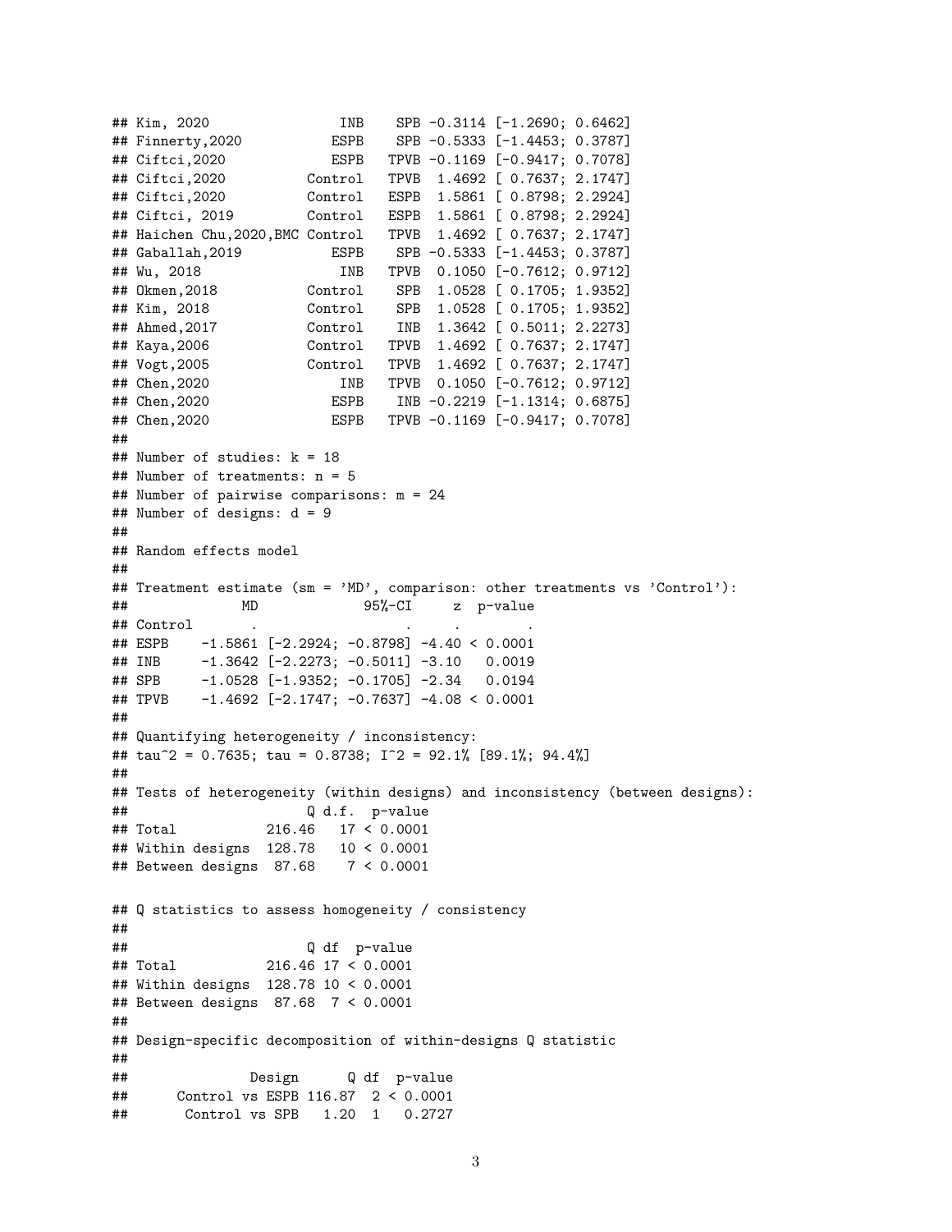```
## Kim, 2020                INB    SPB -0.3114 [-1.2690; 0.6462]
## Finnerty,2020           ESPB    SPB -0.5333 [-1.4453; 0.3787]
## Ciftci,2020             ESPB   TPVB -0.1169 [-0.9417; 0.7078]
## Ciftci,2020          Control   TPVB  1.4692 [ 0.7637; 2.1747]
## Ciftci,2020          Control   ESPB  1.5861 [ 0.8798; 2.2924]
## Ciftci, 2019         Control   ESPB  1.5861 [ 0.8798; 2.2924]
## Haichen Chu,2020,BMC Control   TPVB  1.4692 [ 0.7637; 2.1747]
## Gaballah,2019           ESPB    SPB -0.5333 [-1.4453; 0.3787]
## Wu, 2018                 INB   TPVB  0.1050 [-0.7612; 0.9712]
## Okmen,2018           Control    SPB  1.0528 [ 0.1705; 1.9352]
## Kim, 2018            Control    SPB  1.0528 [ 0.1705; 1.9352]
## Ahmed,2017           Control    INB  1.3642 [ 0.5011; 2.2273]
## Kaya,2006            Control   TPVB  1.4692 [ 0.7637; 2.1747]
## Vogt,2005            Control   TPVB  1.4692 [ 0.7637; 2.1747]
## Chen,2020                INB   TPVB  0.1050 [-0.7612; 0.9712]
## Chen,2020               ESPB    INB -0.2219 [-1.1314; 0.6875]
## Chen,2020               ESPB   TPVB -0.1169 [-0.9417; 0.7078]
##
## Number of studies: k = 18
## Number of treatments: n = 5
## Number of pairwise comparisons: m = 24
## Number of designs: d = 9
##
## Random effects model
##
## Treatment estimate (sm = 'MD', comparison: other treatments vs 'Control'):
##              MD             95%-CI     z  p-value
## Control       .                  .     .        .
## ESPB    -1.5861 [-2.2924; -0.8798] -4.40 < 0.0001
## INB     -1.3642 [-2.2273; -0.5011] -3.10   0.0019
## SPB     -1.0528 [-1.9352; -0.1705] -2.34   0.0194
## TPVB    -1.4692 [-2.1747; -0.7637] -4.08 < 0.0001
##
## Quantifying heterogeneity / inconsistency:
## tau^2 = 0.7635; tau = 0.8738; I^2 = 92.1% [89.1%; 94.4%]
##
## Tests of heterogeneity (within designs) and inconsistency (between designs):
##                      Q d.f.  p-value
## Total           216.46   17 < 0.0001
## Within designs  128.78   10 < 0.0001
## Between designs  87.68    7 < 0.0001
```

```
## Q statistics to assess homogeneity / consistency
##
##                      Q df  p-value
## Total           216.46 17 < 0.0001
## Within designs  128.78 10 < 0.0001
## Between designs  87.68  7 < 0.0001
##
## Design-specific decomposition of within-designs Q statistic
##
##               Design      Q df  p-value
##      Control vs ESPB 116.87  2 < 0.0001
##       Control vs SPB   1.20  1   0.2727
```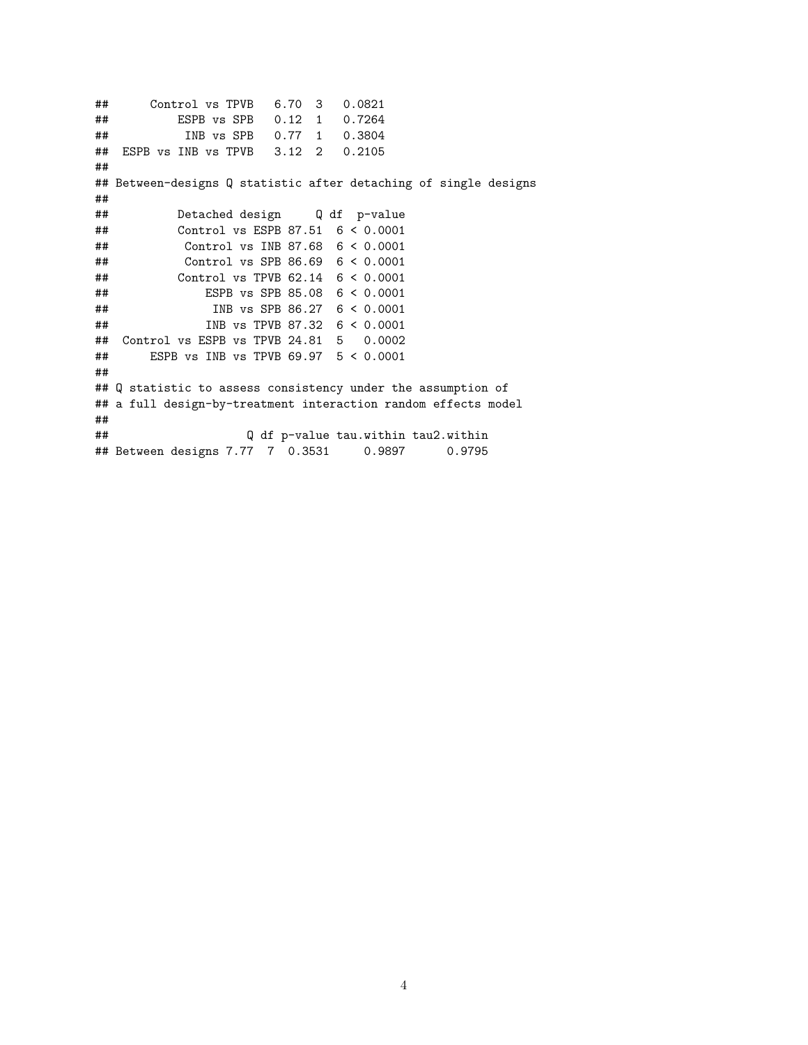```
##      Control vs TPVB   6.70  3   0.0821
##          ESPB vs SPB   0.12  1   0.7264
##           INB vs SPB   0.77  1   0.3804
##  ESPB vs INB vs TPVB   3.12  2   0.2105
##
## Between-designs Q statistic after detaching of single designs
##
##          Detached design     Q df  p-value
##          Control vs ESPB 87.51  6 < 0.0001
##           Control vs INB 87.68  6 < 0.0001
##           Control vs SPB 86.69  6 < 0.0001
##          Control vs TPVB 62.14  6 < 0.0001
##              ESPB vs SPB 85.08  6 < 0.0001
##               INB vs SPB 86.27  6 < 0.0001
##              INB vs TPVB 87.32  6 < 0.0001
##  Control vs ESPB vs TPVB 24.81  5   0.0002
##      ESPB vs INB vs TPVB 69.97  5 < 0.0001
##
## Q statistic to assess consistency under the assumption of
## a full design-by-treatment interaction random effects model
##
##                    Q df p-value tau.within tau2.within
## Between designs 7.77  7  0.3531     0.9897      0.9795
```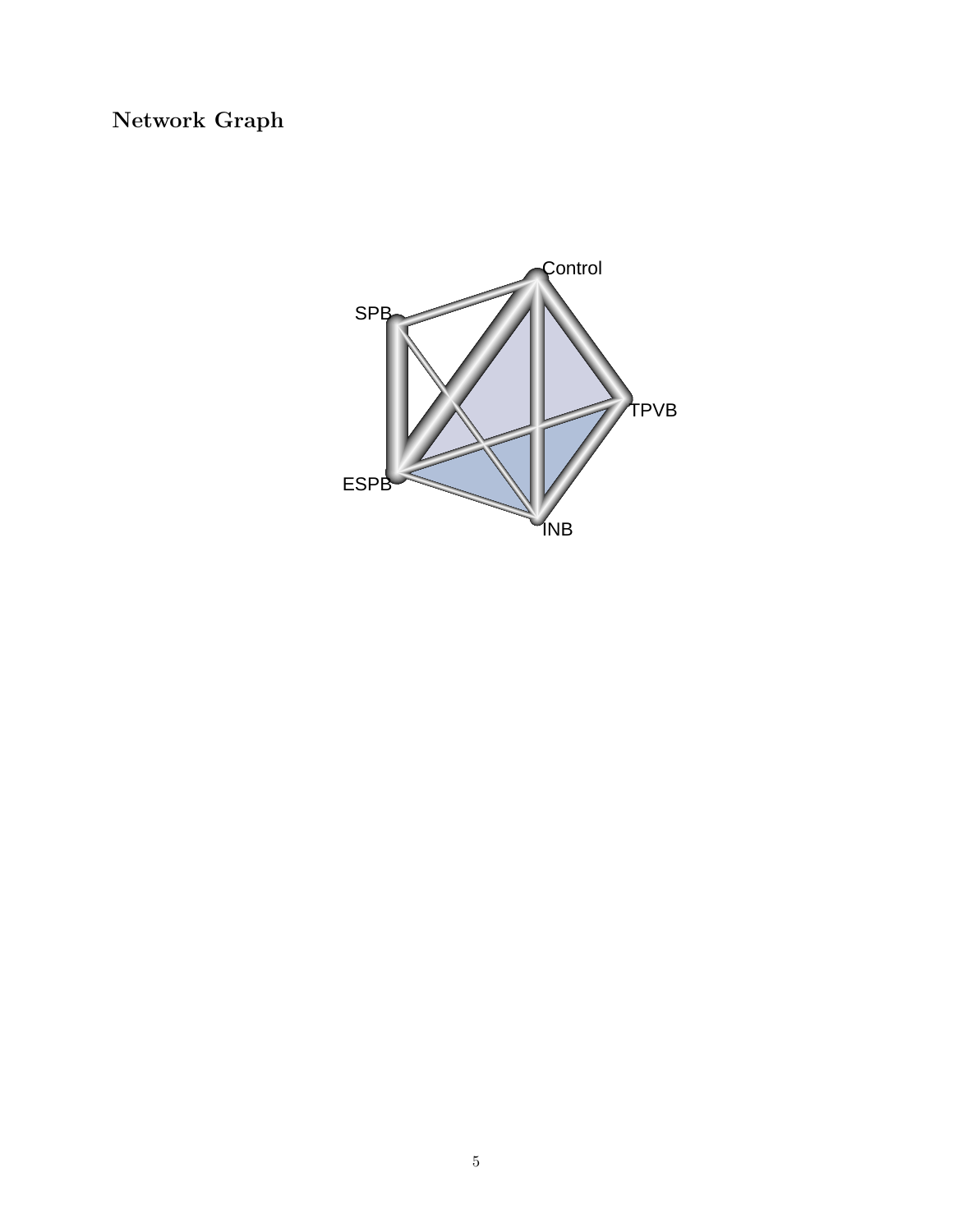### Network Graph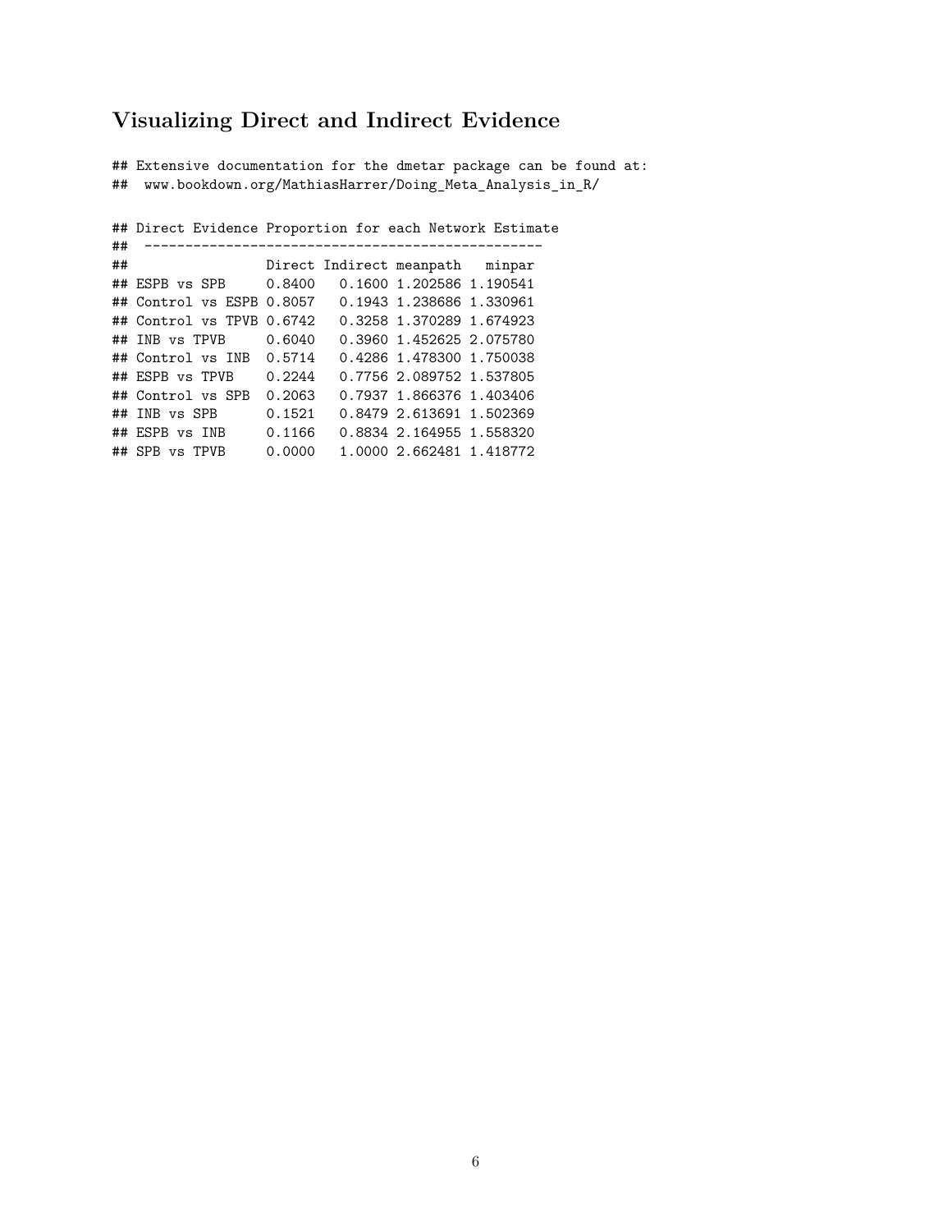## Visualizing Direct and Indirect Evidence

```
## Extensive documentation for the dmetar package can be found at:
##  www.bookdown.org/MathiasHarrer/Doing_Meta_Analysis_in_R/

## Direct Evidence Proportion for each Network Estimate
##  -------------------------------------------------
##                  Direct Indirect meanpath   minpar
## ESPB vs SPB      0.8400   0.1600 1.202586 1.190541
## Control vs ESPB 0.8057   0.1943 1.238686 1.330961
## Control vs TPVB 0.6742   0.3258 1.370289 1.674923
## INB vs TPVB      0.6040   0.3960 1.452625 2.075780
## Control vs INB  0.5714   0.4286 1.478300 1.750038
## ESPB vs TPVB     0.2244   0.7756 2.089752 1.537805
## Control vs SPB  0.2063   0.7937 1.866376 1.403406
## INB vs SPB       0.1521   0.8479 2.613691 1.502369
## ESPB vs INB      0.1166   0.8834 2.164955 1.558320
## SPB vs TPVB      0.0000   1.0000 2.662481 1.418772
```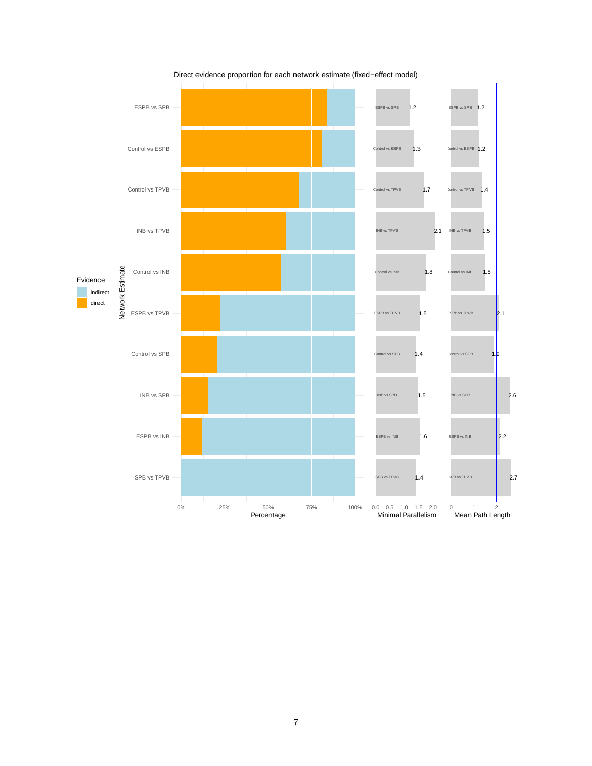Direct evidence proportion for each network estimate (fixed−effect model)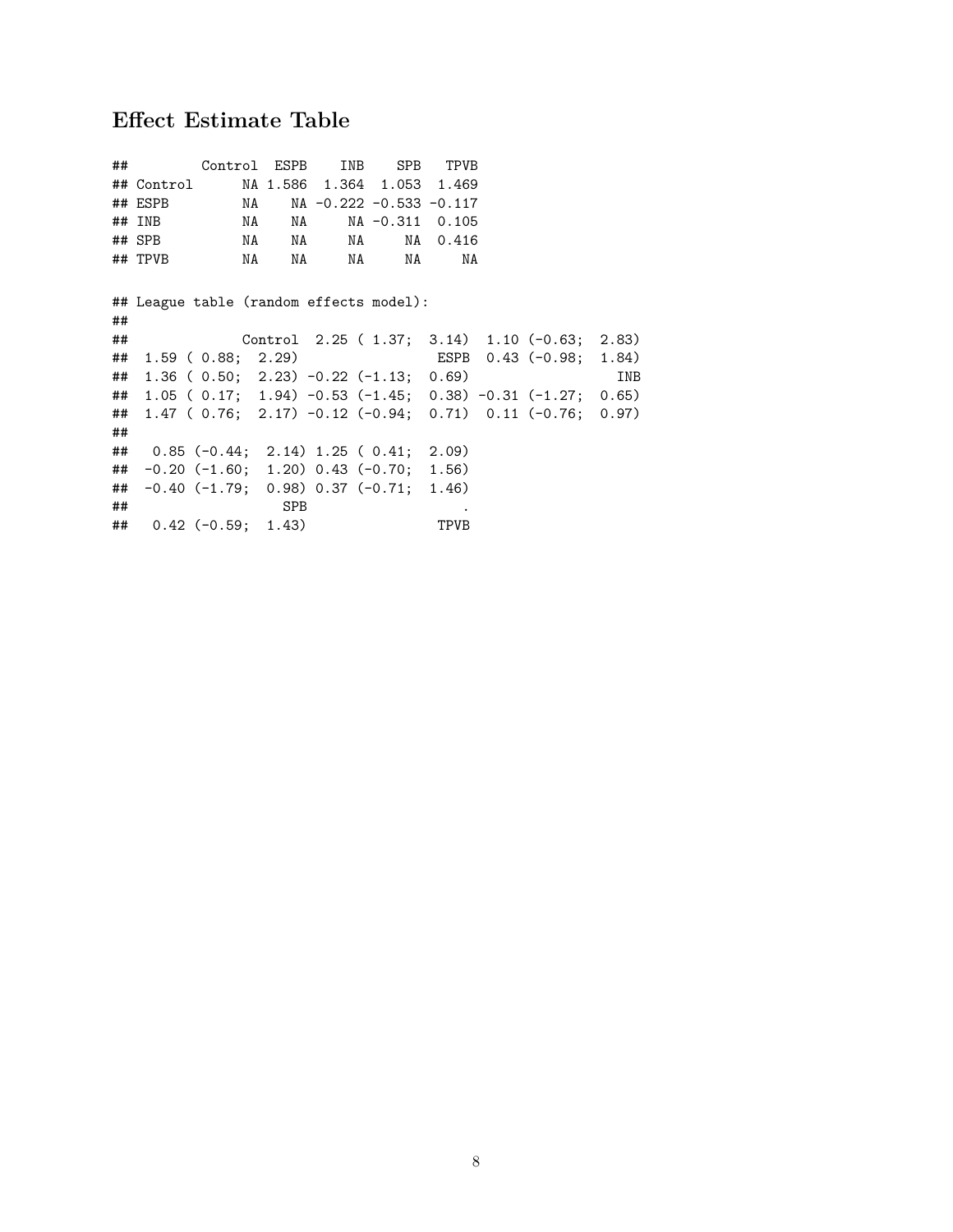### Effect Estimate Table

```
##         Control  ESPB    INB    SPB   TPVB
## Control      NA 1.586  1.364  1.053  1.469
## ESPB         NA    NA -0.222 -0.533 -0.117
## INB          NA    NA     NA -0.311  0.105
## SPB          NA    NA     NA     NA  0.416
## TPVB         NA    NA     NA     NA     NA

## League table (random effects model):
##
##              Control  2.25 ( 1.37;  3.14)  1.10 (-0.63;  2.83)
##  1.59 ( 0.88;  2.29)                 ESPB  0.43 (-0.98;  1.84)
##  1.36 ( 0.50;  2.23) -0.22 (-1.13;  0.69)                  INB
##  1.05 ( 0.17;  1.94) -0.53 (-1.45;  0.38) -0.31 (-1.27;  0.65)
##  1.47 ( 0.76;  2.17) -0.12 (-0.94;  0.71)  0.11 (-0.76;  0.97)
##
##   0.85 (-0.44;  2.14) 1.25 ( 0.41;  2.09)
##  -0.20 (-1.60;  1.20) 0.43 (-0.70;  1.56)
##  -0.40 (-1.79;  0.98) 0.37 (-0.71;  1.46)
##                  SPB                   .
##   0.42 (-0.59;  1.43)               TPVB
```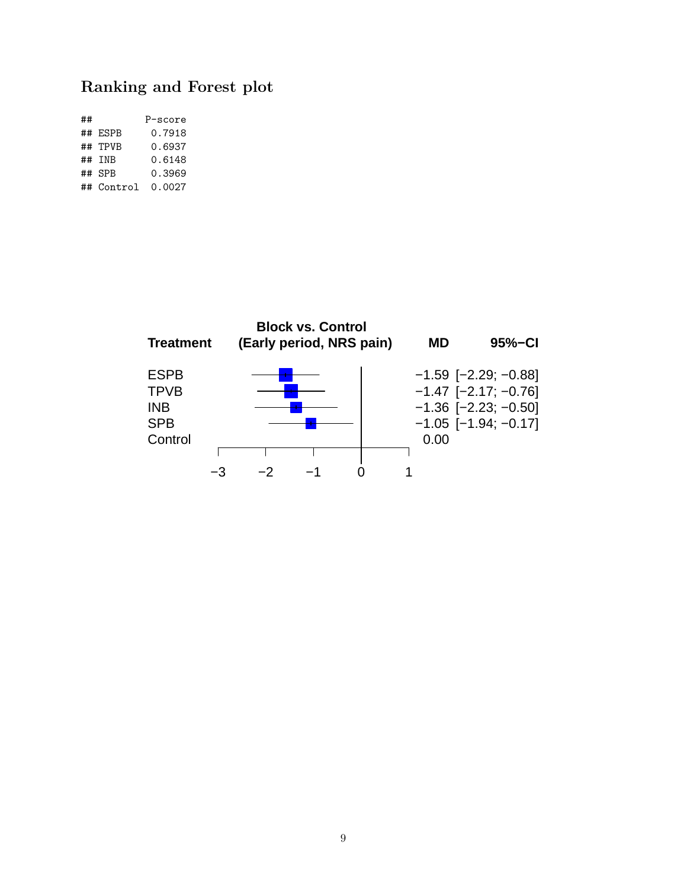## Ranking and Forest plot

```
##         P-score
## ESPB     0.7918
## TPVB     0.6937
## INB      0.6148
## SPB      0.3969
## Control  0.0027
```

| Treatment | Block vs. Control (Early period, NRS pain) | MD | 95%−CI |
| --- | --- | --- | --- |
| ESPB | | −1.59 | [−2.29; −0.88] |
| TPVB | | −1.47 | [−2.17; −0.76] |
| INB | | −1.36 | [−2.23; −0.50] |
| SPB | | −1.05 | [−1.94; −0.17] |
| Control | | 0.00 | |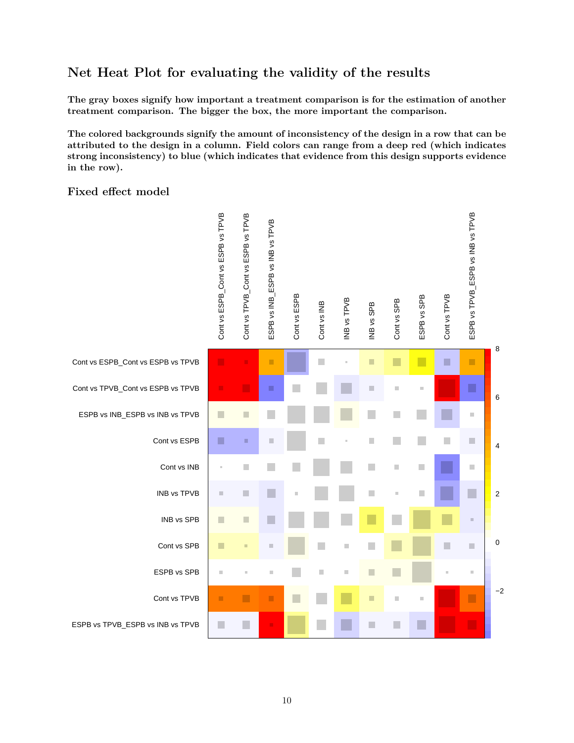## Net Heat Plot for evaluating the validity of the results

**The gray boxes signify how important a treatment comparison is for the estimation of another treatment comparison. The bigger the box, the more important the comparison.**

**The colored backgrounds signify the amount of inconsistency of the design in a row that can be attributed to the design in a column. Field colors can range from a deep red (which indicates strong inconsistency) to blue (which indicates that evidence from this design supports evidence in the row).**

### Fixed effect model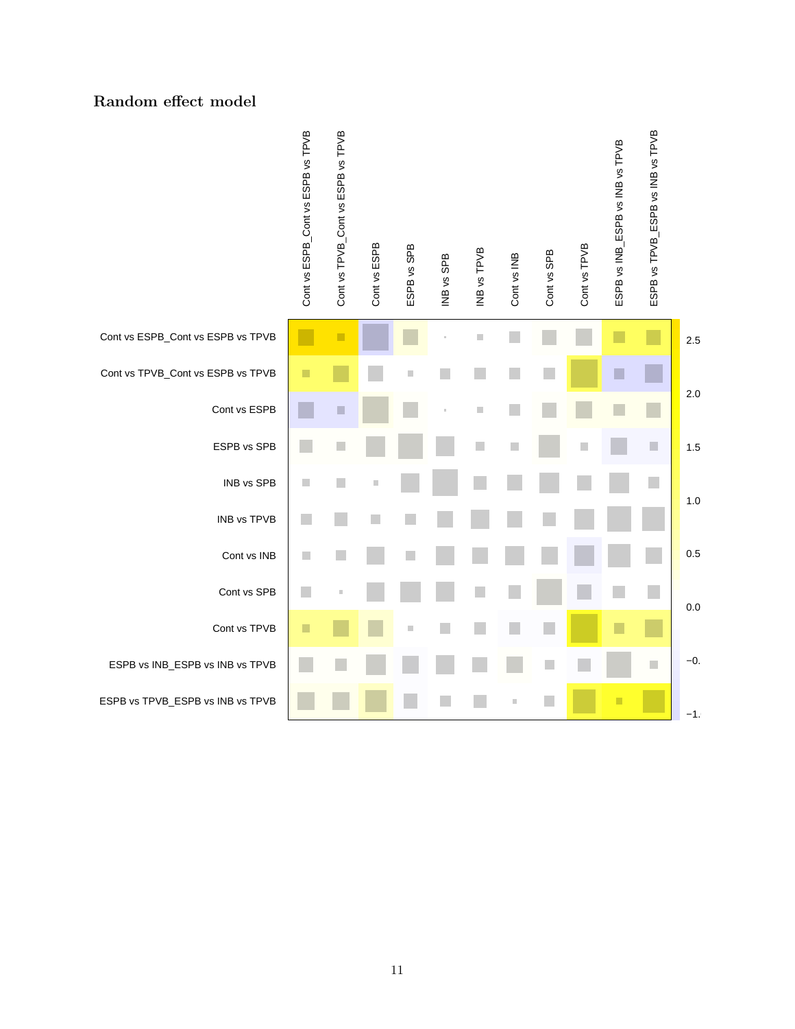### Random effect model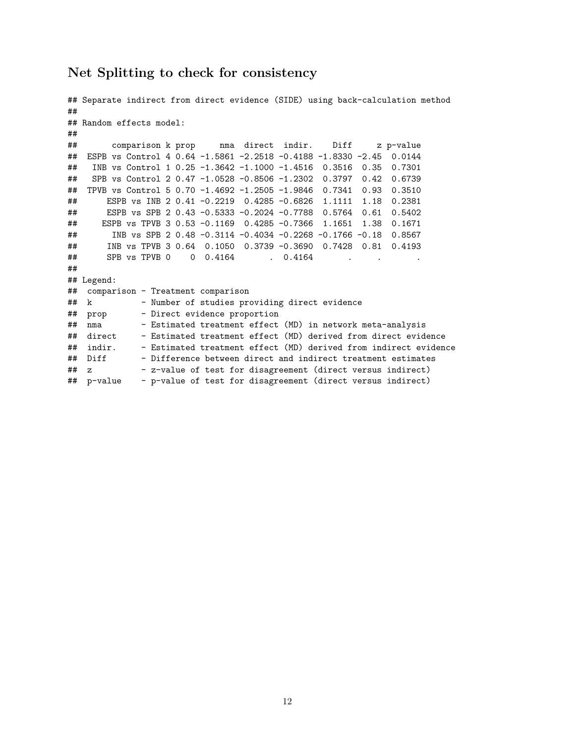## Net Splitting to check for consistency

```
## Separate indirect from direct evidence (SIDE) using back-calculation method
##
## Random effects model:
##
##       comparison k prop     nma  direct  indir.    Diff     z p-value
##  ESPB vs Control 4 0.64 -1.5861 -2.2518 -0.4188 -1.8330 -2.45  0.0144
##   INB vs Control 1 0.25 -1.3642 -1.1000 -1.4516  0.3516  0.35  0.7301
##   SPB vs Control 2 0.47 -1.0528 -0.8506 -1.2302  0.3797  0.42  0.6739
##  TPVB vs Control 5 0.70 -1.4692 -1.2505 -1.9846  0.7341  0.93  0.3510
##      ESPB vs INB 2 0.41 -0.2219  0.4285 -0.6826  1.1111  1.18  0.2381
##      ESPB vs SPB 2 0.43 -0.5333 -0.2024 -0.7788  0.5764  0.61  0.5402
##     ESPB vs TPVB 3 0.53 -0.1169  0.4285 -0.7366  1.1651  1.38  0.1671
##       INB vs SPB 2 0.48 -0.3114 -0.4034 -0.2268 -0.1766 -0.18  0.8567
##      INB vs TPVB 3 0.64  0.1050  0.3739 -0.3690  0.7428  0.81  0.4193
##      SPB vs TPVB 0    0  0.4164       .  0.4164       .     .       .
##
## Legend:
##  comparison - Treatment comparison
##  k          - Number of studies providing direct evidence
##  prop       - Direct evidence proportion
##  nma        - Estimated treatment effect (MD) in network meta-analysis
##  direct     - Estimated treatment effect (MD) derived from direct evidence
##  indir.     - Estimated treatment effect (MD) derived from indirect evidence
##  Diff       - Difference between direct and indirect treatment estimates
##  z          - z-value of test for disagreement (direct versus indirect)
##  p-value    - p-value of test for disagreement (direct versus indirect)
```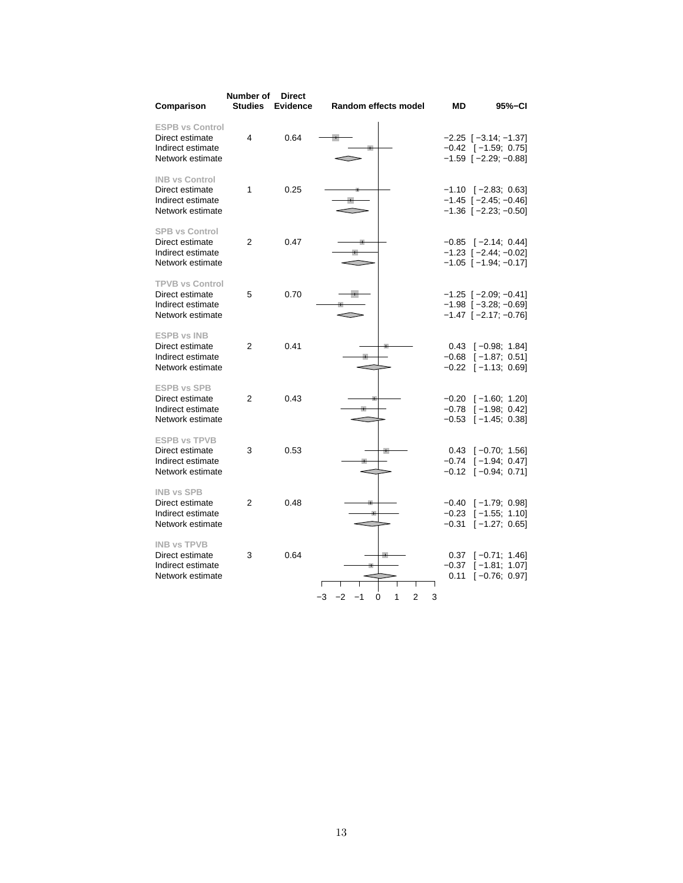| Comparison | Number of Studies | Direct Evidence | Random effects model | MD | 95%−CI |
|---|---|---|---|---|---|
| **ESPB vs Control** | | | | | |
| Direct estimate | 4 | 0.64 | | −2.25 | [−3.14; −1.37] |
| Indirect estimate | | | | −0.42 | [−1.59; 0.75] |
| Network estimate | | | | −1.59 | [−2.29; −0.88] |
| **INB vs Control** | | | | | |
| Direct estimate | 1 | 0.25 | | −1.10 | [−2.83; 0.63] |
| Indirect estimate | | | | −1.45 | [−2.45; −0.46] |
| Network estimate | | | | −1.36 | [−2.23; −0.50] |
| **SPB vs Control** | | | | | |
| Direct estimate | 2 | 0.47 | | −0.85 | [−2.14; 0.44] |
| Indirect estimate | | | | −1.23 | [−2.44; −0.02] |
| Network estimate | | | | −1.05 | [−1.94; −0.17] |
| **TPVB vs Control** | | | | | |
| Direct estimate | 5 | 0.70 | | −1.25 | [−2.09; −0.41] |
| Indirect estimate | | | | −1.98 | [−3.28; −0.69] |
| Network estimate | | | | −1.47 | [−2.17; −0.76] |
| **ESPB vs INB** | | | | | |
| Direct estimate | 2 | 0.41 | | 0.43 | [−0.98; 1.84] |
| Indirect estimate | | | | −0.68 | [−1.87; 0.51] |
| Network estimate | | | | −0.22 | [−1.13; 0.69] |
| **ESPB vs SPB** | | | | | |
| Direct estimate | 2 | 0.43 | | −0.20 | [−1.60; 1.20] |
| Indirect estimate | | | | −0.78 | [−1.98; 0.42] |
| Network estimate | | | | −0.53 | [−1.45; 0.38] |
| **ESPB vs TPVB** | | | | | |
| Direct estimate | 3 | 0.53 | | 0.43 | [−0.70; 1.56] |
| Indirect estimate | | | | −0.74 | [−1.94; 0.47] |
| Network estimate | | | | −0.12 | [−0.94; 0.71] |
| **INB vs SPB** | | | | | |
| Direct estimate | 2 | 0.48 | | −0.40 | [−1.79; 0.98] |
| Indirect estimate | | | | −0.23 | [−1.55; 1.10] |
| Network estimate | | | | −0.31 | [−1.27; 0.65] |
| **INB vs TPVB** | | | | | |
| Direct estimate | 3 | 0.64 | | 0.37 | [−0.71; 1.46] |
| Indirect estimate | | | | −0.37 | [−1.81; 1.07] |
| Network estimate | | | | 0.11 | [−0.76; 0.97] |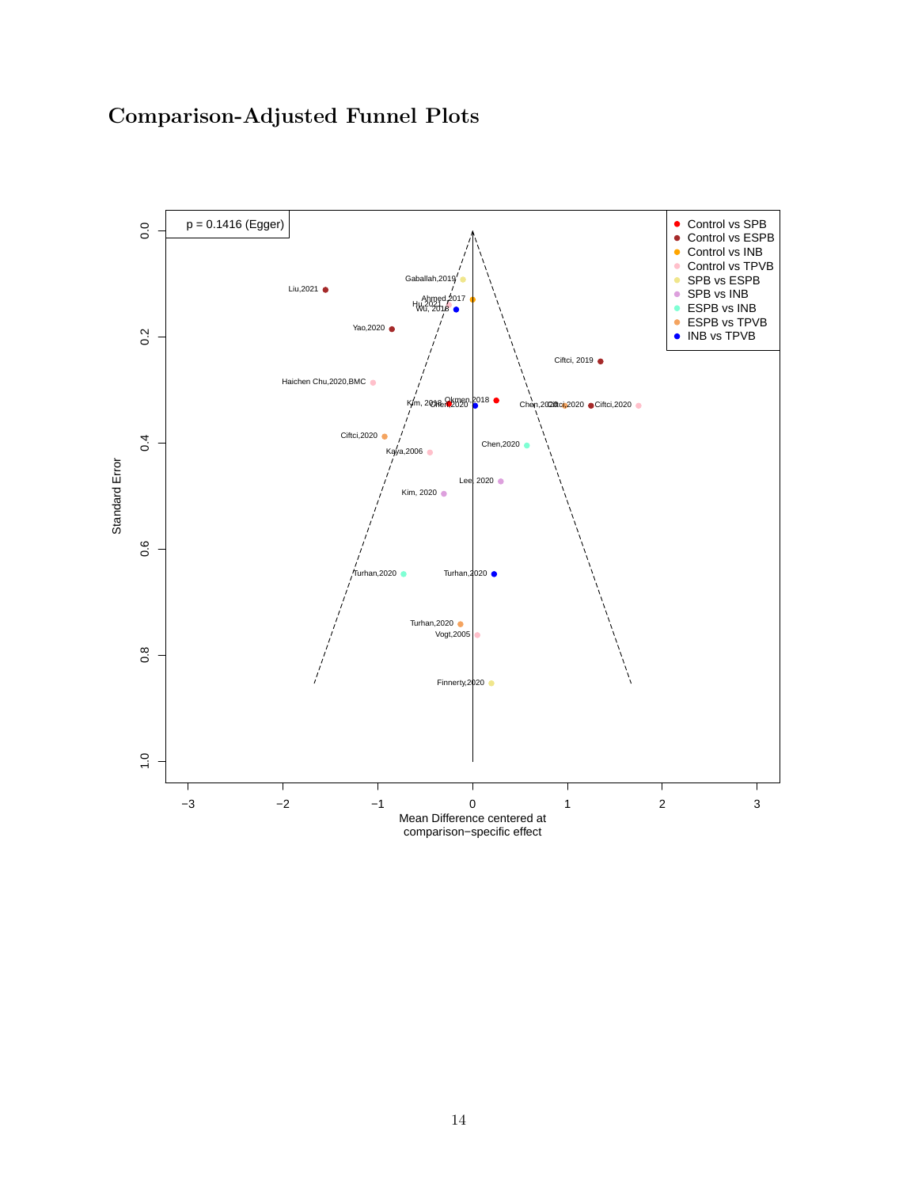## Comparison-Adjusted Funnel Plots

p = 0.1416 (Egger)

Control vs SPB
Control vs ESPB
Control vs INB
Control vs TPVB
SPB vs ESPB
SPB vs INB
ESPB vs INB
ESPB vs TPVB
INB vs TPVB

Gaballah,2019
Liu,2021
Ahmed,2017
Hu,2021
Wu, 2018
Yao,2020
Ciftci, 2019
Haichen Chu,2020,BMC
Kim, 2018
Okmen,2018
Chen,2020
Chen,2020
Ciftci,2020
Ciftci,2020
Ciftci,2020
Kaya,2006
Chen,2020
Lee, 2020
Kim, 2020
Turhan,2020
Turhan,2020
Turhan,2020
Vogt,2005
Finnerty,2020

Standard Error

0.0
0.2
0.4
0.6
0.8
1.0

−3
−2
−1
0
1
2
3

Mean Difference centered at comparison−specific effect